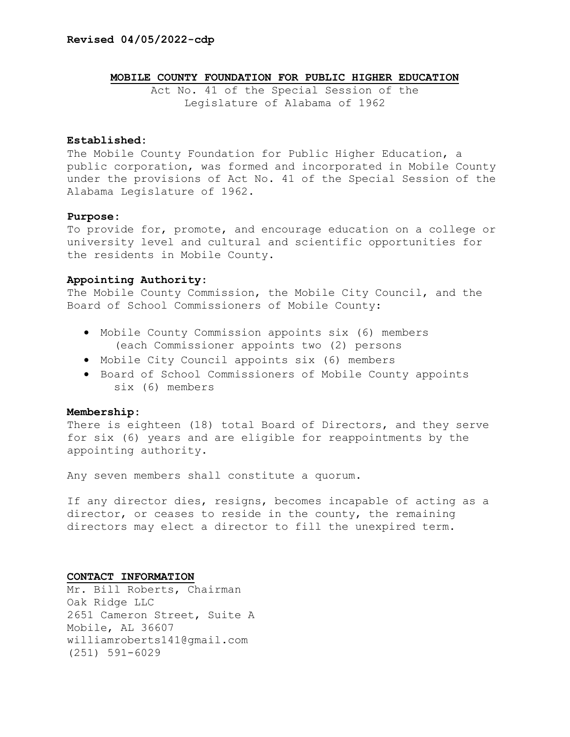**Revised 04/05/2022-cdp**

# MOBILE COUNTY FOUNDATION FOR PUBLIC HIGHER EDUCATION

Act No. 41 of the Special Session of the Legislature of Alabama of 1962

**Established:**
The Mobile County Foundation for Public Higher Education, a public corporation, was formed and incorporated in Mobile County under the provisions of Act No. 41 of the Special Session of the Alabama Legislature of 1962.

**Purpose:**
To provide for, promote, and encourage education on a college or university level and cultural and scientific opportunities for the residents in Mobile County.

**Appointing Authority:**
The Mobile County Commission, the Mobile City Council, and the Board of School Commissioners of Mobile County:

- Mobile County Commission appoints six (6) members (each Commissioner appoints two (2) persons
- Mobile City Council appoints six (6) members
- Board of School Commissioners of Mobile County appoints six (6) members

**Membership:**
There is eighteen (18) total Board of Directors, and they serve for six (6) years and are eligible for reappointments by the appointing authority.

Any seven members shall constitute a quorum.

If any director dies, resigns, becomes incapable of acting as a director, or ceases to reside in the county, the remaining directors may elect a director to fill the unexpired term.

**CONTACT INFORMATION**
Mr. Bill Roberts, Chairman
Oak Ridge LLC
2651 Cameron Street, Suite A
Mobile, AL 36607
williamroberts141@gmail.com
(251) 591-6029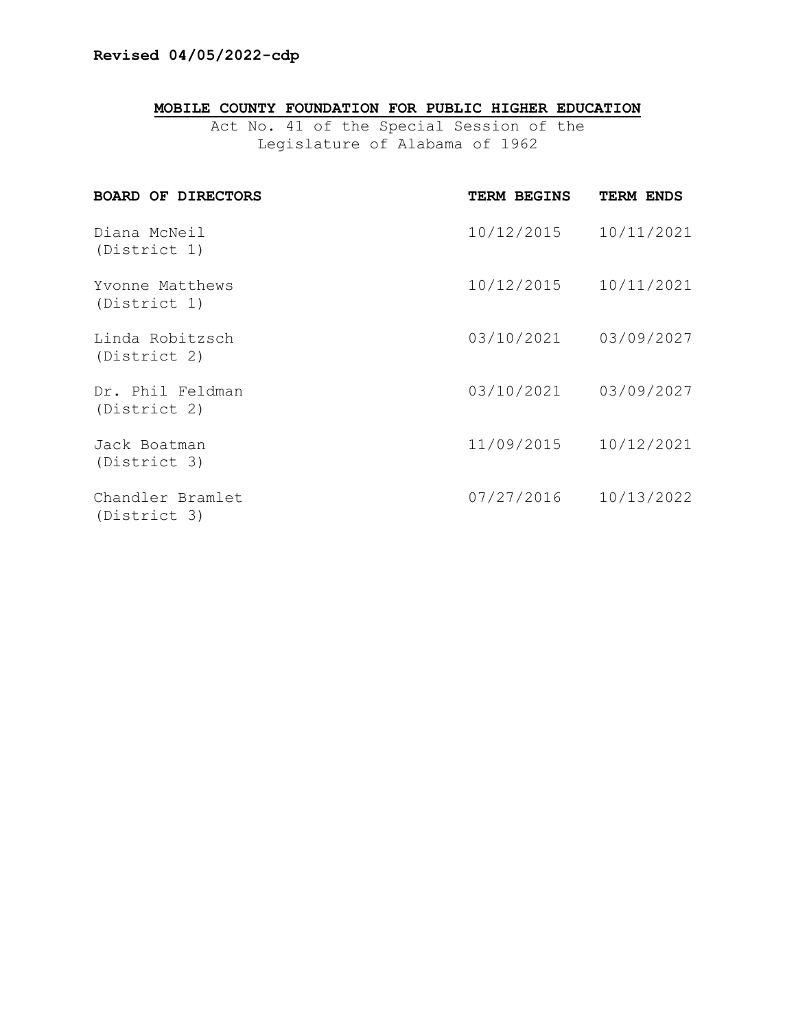**Revised 04/05/2022-cdp**

## MOBILE COUNTY FOUNDATION FOR PUBLIC HIGHER EDUCATION

Act No. 41 of the Special Session of the
Legislature of Alabama of 1962

| BOARD OF DIRECTORS | TERM BEGINS | TERM ENDS |
|---|---|---|
| Diana McNeil (District 1) | 10/12/2015 | 10/11/2021 |
| Yvonne Matthews (District 1) | 10/12/2015 | 10/11/2021 |
| Linda Robitzsch (District 2) | 03/10/2021 | 03/09/2027 |
| Dr. Phil Feldman (District 2) | 03/10/2021 | 03/09/2027 |
| Jack Boatman (District 3) | 11/09/2015 | 10/12/2021 |
| Chandler Bramlet (District 3) | 07/27/2016 | 10/13/2022 |